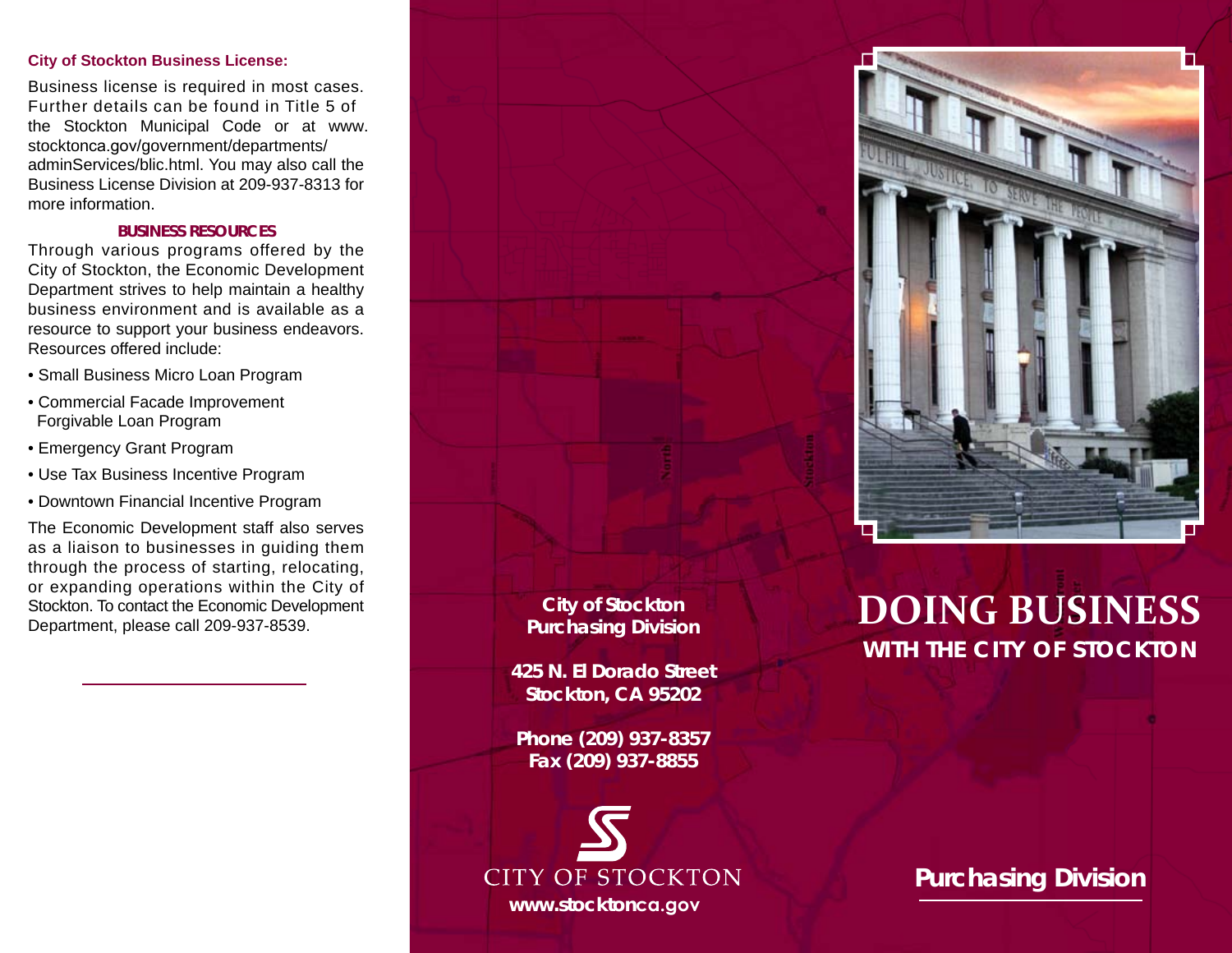**City of Stockton Business License:**

Business license is required in most cases. Further details can be found in Title 5 of the Stockton Municipal Code or at www.stocktonca.gov/government/departments/adminServices/blic.html. You may also call the Business License Division at 209-937-8313 for more information.

**BUSINESS RESOURCES**

Through various programs offered by the City of Stockton, the Economic Development Department strives to help maintain a healthy business environment and is available as a resource to support your business endeavors. Resources offered include:

- Small Business Micro Loan Program
- Commercial Facade Improvement Forgivable Loan Program
- Emergency Grant Program
- Use Tax Business Incentive Program
- Downtown Financial Incentive Program

The Economic Development staff also serves as a liaison to businesses in guiding them through the process of starting, relocating, or expanding operations within the City of Stockton. To contact the Economic Development Department, please call 209-937-8539.

**City of Stockton**
**Purchasing Division**

**425 N. El Dorado Street**
**Stockton, CA 95202**

**Phone (209) 937-8357**
**Fax (209) 937-8855**

CITY OF STOCKTON
**www.stocktonca.gov**

# DOING BUSINESS

## WITH THE CITY OF STOCKTON

**Purchasing Division**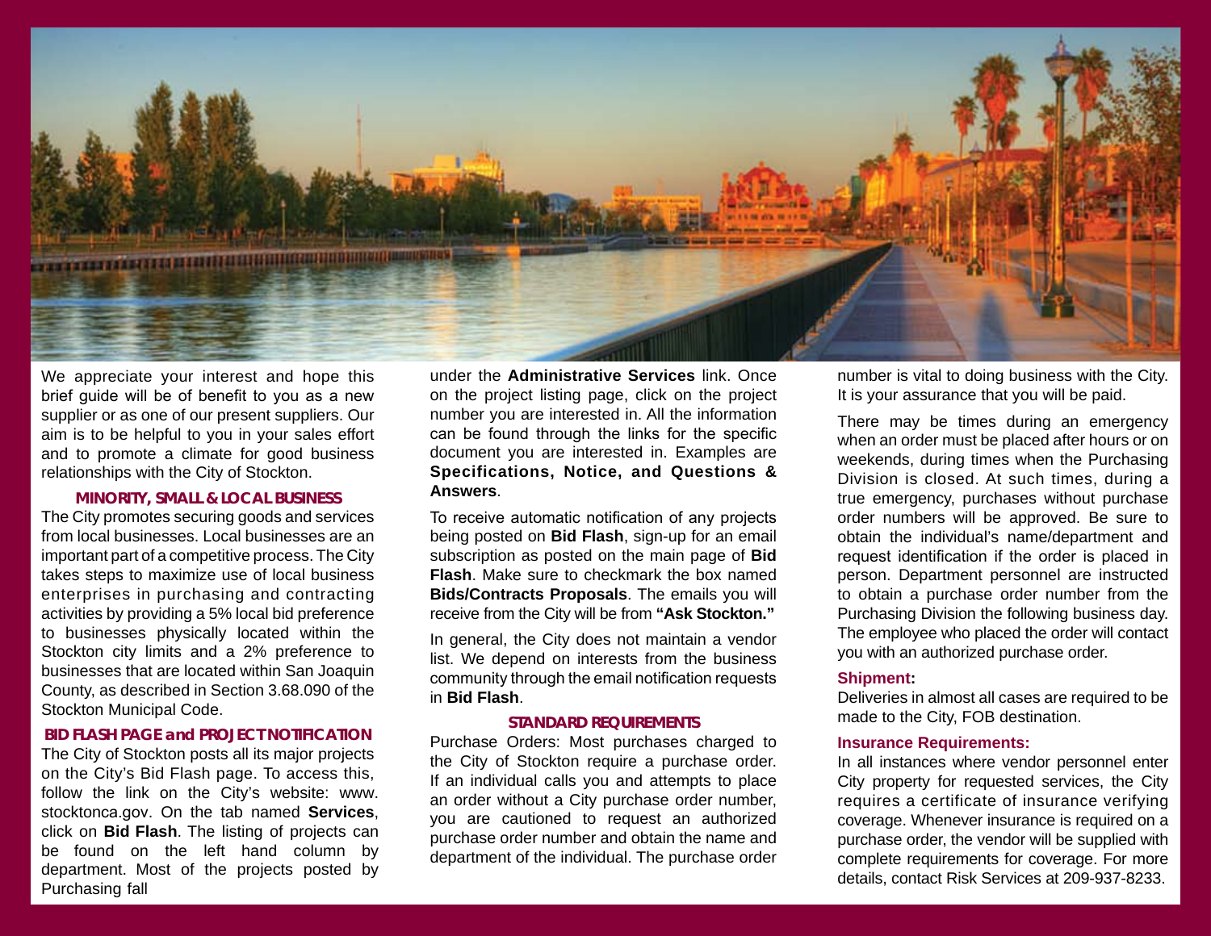We appreciate your interest and hope this brief guide will be of benefit to you as a new supplier or as one of our present suppliers. Our aim is to be helpful to you in your sales effort and to promote a climate for good business relationships with the City of Stockton.

### MINORITY, SMALL & LOCAL BUSINESS

The City promotes securing goods and services from local businesses. Local businesses are an important part of a competitive process. The City takes steps to maximize use of local business enterprises in purchasing and contracting activities by providing a 5% local bid preference to businesses physically located within the Stockton city limits and a 2% preference to businesses that are located within San Joaquin County, as described in Section 3.68.090 of the Stockton Municipal Code.

### BID FLASH PAGE and PROJECT NOTIFICATION

The City of Stockton posts all its major projects on the City's Bid Flash page. To access this, follow the link on the City's website: www.stocktonca.gov. On the tab named **Services**, click on **Bid Flash**. The listing of projects can be found on the left hand column by department. Most of the projects posted by Purchasing fall under the **Administrative Services** link. Once on the project listing page, click on the project number you are interested in. All the information can be found through the links for the specific document you are interested in. Examples are **Specifications, Notice, and Questions & Answers**.

To receive automatic notification of any projects being posted on **Bid Flash**, sign-up for an email subscription as posted on the main page of **Bid Flash**. Make sure to checkmark the box named **Bids/Contracts Proposals**. The emails you will receive from the City will be from **"Ask Stockton."**

In general, the City does not maintain a vendor list. We depend on interests from the business community through the email notification requests in **Bid Flash**.

### STANDARD REQUIREMENTS

Purchase Orders: Most purchases charged to the City of Stockton require a purchase order. If an individual calls you and attempts to place an order without a City purchase order number, you are cautioned to request an authorized purchase order number and obtain the name and department of the individual. The purchase order number is vital to doing business with the City. It is your assurance that you will be paid.

There may be times during an emergency when an order must be placed after hours or on weekends, during times when the Purchasing Division is closed. At such times, during a true emergency, purchases without purchase order numbers will be approved. Be sure to obtain the individual's name/department and request identification if the order is placed in person. Department personnel are instructed to obtain a purchase order number from the Purchasing Division the following business day. The employee who placed the order will contact you with an authorized purchase order.

**Shipment:**

Deliveries in almost all cases are required to be made to the City, FOB destination.

**Insurance Requirements:**

In all instances where vendor personnel enter City property for requested services, the City requires a certificate of insurance verifying coverage. Whenever insurance is required on a purchase order, the vendor will be supplied with complete requirements for coverage. For more details, contact Risk Services at 209-937-8233.